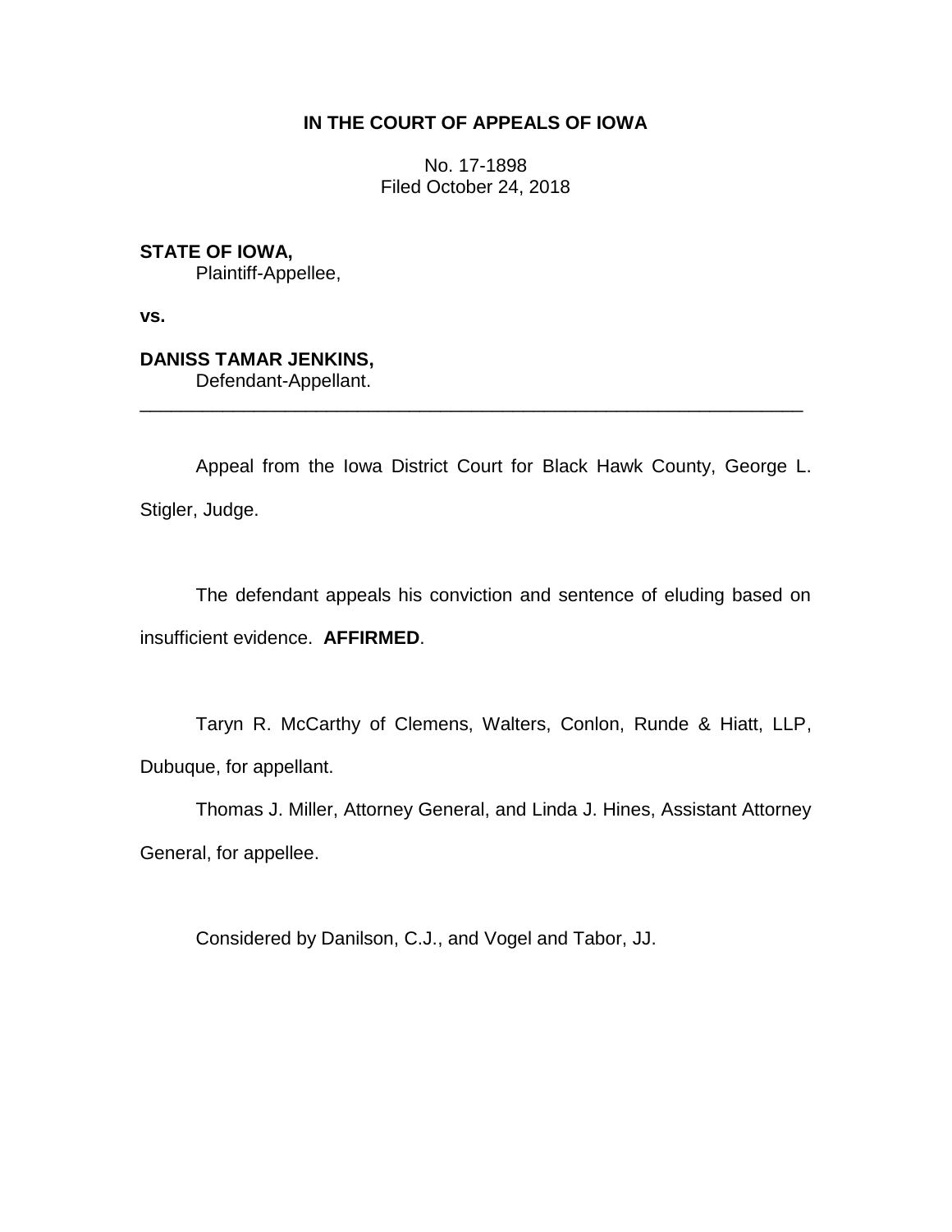**IN THE COURT OF APPEALS OF IOWA**

No. 17-1898
Filed October 24, 2018

**STATE OF IOWA,**
Plaintiff-Appellee,

**vs.**

**DANISS TAMAR JENKINS,**
Defendant-Appellant.

---

Appeal from the Iowa District Court for Black Hawk County, George L. Stigler, Judge.

The defendant appeals his conviction and sentence of eluding based on insufficient evidence. **AFFIRMED**.

Taryn R. McCarthy of Clemens, Walters, Conlon, Runde & Hiatt, LLP, Dubuque, for appellant.

Thomas J. Miller, Attorney General, and Linda J. Hines, Assistant Attorney General, for appellee.

Considered by Danilson, C.J., and Vogel and Tabor, JJ.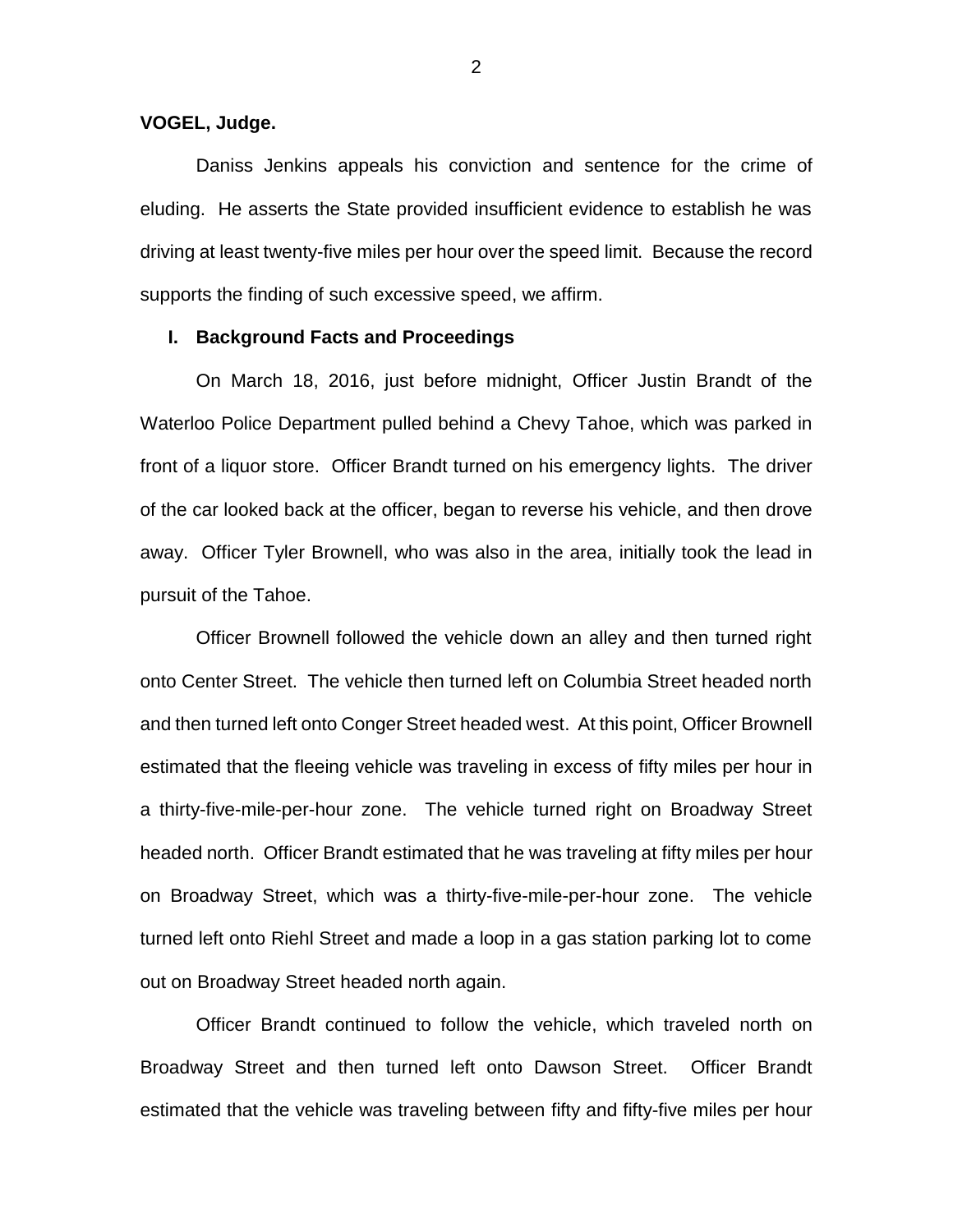**VOGEL, Judge.**

Daniss Jenkins appeals his conviction and sentence for the crime of eluding. He asserts the State provided insufficient evidence to establish he was driving at least twenty-five miles per hour over the speed limit. Because the record supports the finding of such excessive speed, we affirm.

## I. Background Facts and Proceedings

On March 18, 2016, just before midnight, Officer Justin Brandt of the Waterloo Police Department pulled behind a Chevy Tahoe, which was parked in front of a liquor store. Officer Brandt turned on his emergency lights. The driver of the car looked back at the officer, began to reverse his vehicle, and then drove away. Officer Tyler Brownell, who was also in the area, initially took the lead in pursuit of the Tahoe.

Officer Brownell followed the vehicle down an alley and then turned right onto Center Street. The vehicle then turned left on Columbia Street headed north and then turned left onto Conger Street headed west. At this point, Officer Brownell estimated that the fleeing vehicle was traveling in excess of fifty miles per hour in a thirty-five-mile-per-hour zone. The vehicle turned right on Broadway Street headed north. Officer Brandt estimated that he was traveling at fifty miles per hour on Broadway Street, which was a thirty-five-mile-per-hour zone. The vehicle turned left onto Riehl Street and made a loop in a gas station parking lot to come out on Broadway Street headed north again.

Officer Brandt continued to follow the vehicle, which traveled north on Broadway Street and then turned left onto Dawson Street. Officer Brandt estimated that the vehicle was traveling between fifty and fifty-five miles per hour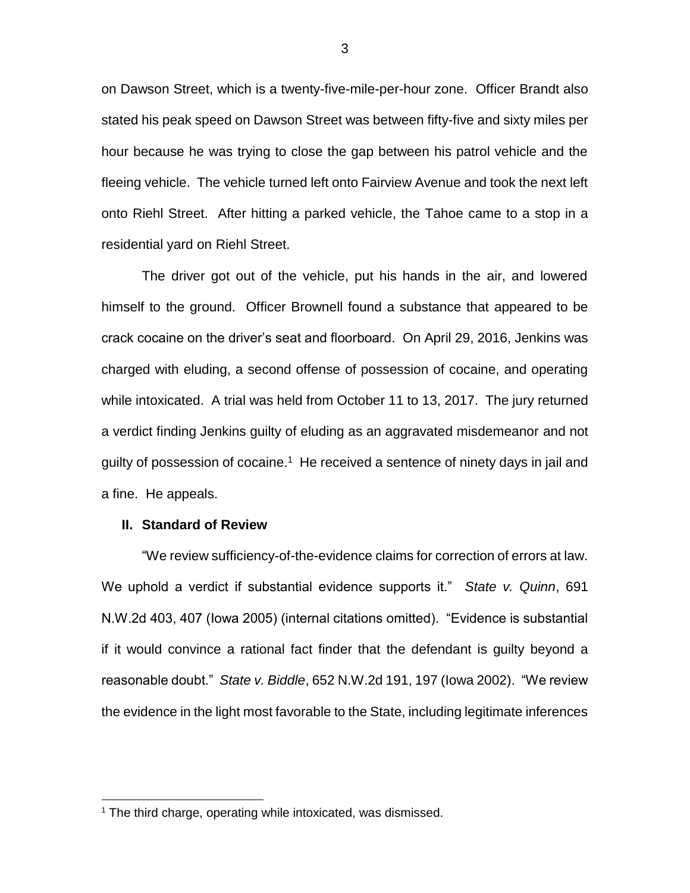on Dawson Street, which is a twenty-five-mile-per-hour zone. Officer Brandt also stated his peak speed on Dawson Street was between fifty-five and sixty miles per hour because he was trying to close the gap between his patrol vehicle and the fleeing vehicle. The vehicle turned left onto Fairview Avenue and took the next left onto Riehl Street. After hitting a parked vehicle, the Tahoe came to a stop in a residential yard on Riehl Street.

The driver got out of the vehicle, put his hands in the air, and lowered himself to the ground. Officer Brownell found a substance that appeared to be crack cocaine on the driver's seat and floorboard. On April 29, 2016, Jenkins was charged with eluding, a second offense of possession of cocaine, and operating while intoxicated. A trial was held from October 11 to 13, 2017. The jury returned a verdict finding Jenkins guilty of eluding as an aggravated misdemeanor and not guilty of possession of cocaine.[1] He received a sentence of ninety days in jail and a fine. He appeals.

## II. Standard of Review

"We review sufficiency-of-the-evidence claims for correction of errors at law. We uphold a verdict if substantial evidence supports it." *State v. Quinn*, 691 N.W.2d 403, 407 (Iowa 2005) (internal citations omitted). "Evidence is substantial if it would convince a rational fact finder that the defendant is guilty beyond a reasonable doubt." *State v. Biddle*, 652 N.W.2d 191, 197 (Iowa 2002). "We review the evidence in the light most favorable to the State, including legitimate inferences

[1] The third charge, operating while intoxicated, was dismissed.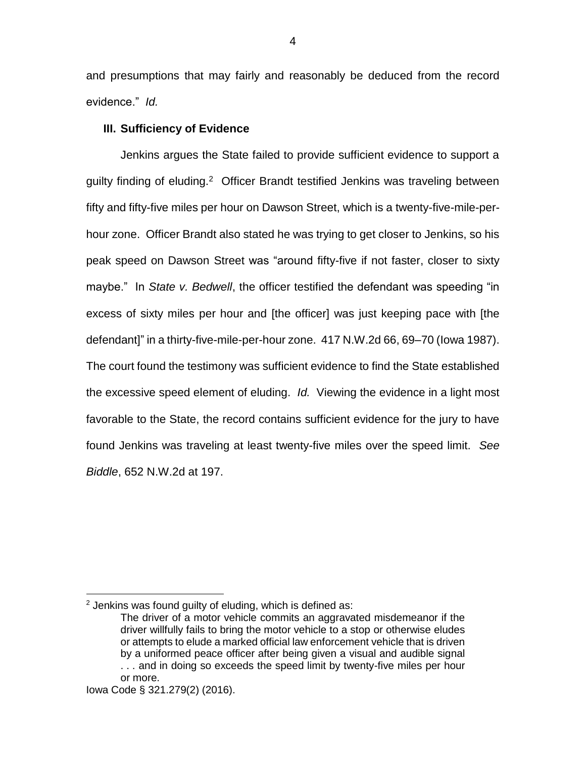and presumptions that may fairly and reasonably be deduced from the record evidence." *Id.*

### III. Sufficiency of Evidence

Jenkins argues the State failed to provide sufficient evidence to support a guilty finding of eluding.[2] Officer Brandt testified Jenkins was traveling between fifty and fifty-five miles per hour on Dawson Street, which is a twenty-five-mile-per-hour zone. Officer Brandt also stated he was trying to get closer to Jenkins, so his peak speed on Dawson Street was "around fifty-five if not faster, closer to sixty maybe." In *State v. Bedwell*, the officer testified the defendant was speeding "in excess of sixty miles per hour and [the officer] was just keeping pace with [the defendant]" in a thirty-five-mile-per-hour zone. 417 N.W.2d 66, 69–70 (Iowa 1987). The court found the testimony was sufficient evidence to find the State established the excessive speed element of eluding. *Id.* Viewing the evidence in a light most favorable to the State, the record contains sufficient evidence for the jury to have found Jenkins was traveling at least twenty-five miles over the speed limit. *See Biddle*, 652 N.W.2d at 197.

---

[2] Jenkins was found guilty of eluding, which is defined as:

> The driver of a motor vehicle commits an aggravated misdemeanor if the driver willfully fails to bring the motor vehicle to a stop or otherwise eludes or attempts to elude a marked official law enforcement vehicle that is driven by a uniformed peace officer after being given a visual and audible signal . . . and in doing so exceeds the speed limit by twenty-five miles per hour or more.

Iowa Code § 321.279(2) (2016).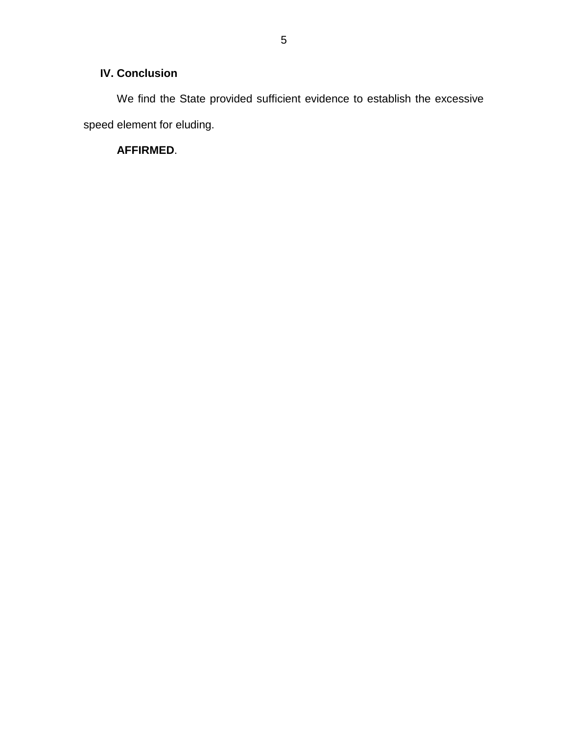## IV. Conclusion

We find the State provided sufficient evidence to establish the excessive speed element for eluding.

**AFFIRMED**.